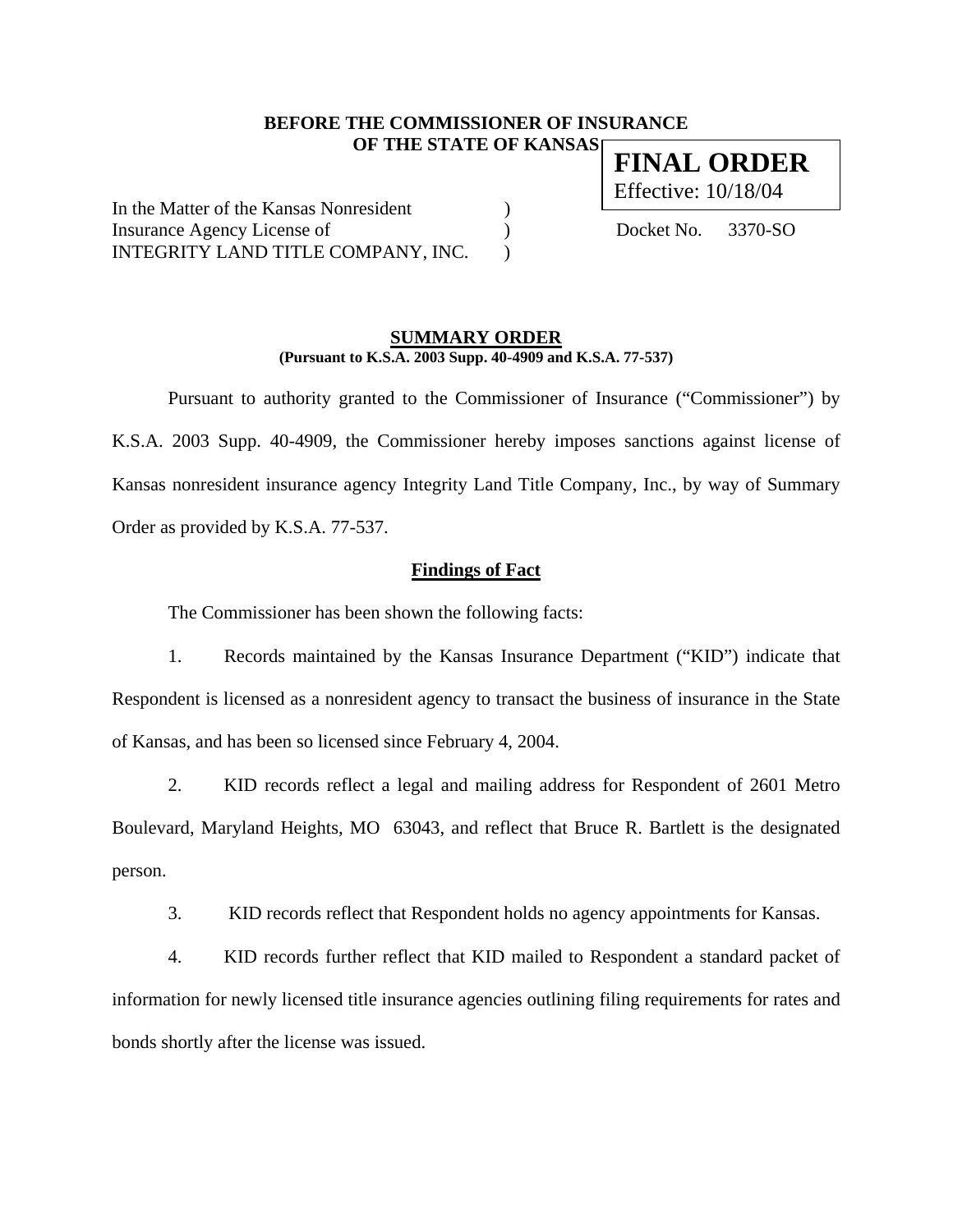**BEFORE THE COMMISSIONER OF INSURANCE**
**OF THE STATE OF KANSAS**

**FINAL ORDER**
Effective: 10/18/04

In the Matter of the Kansas Nonresident )
Insurance Agency License of ) Docket No. 3370-SO
INTEGRITY LAND TITLE COMPANY, INC. )

## SUMMARY ORDER

**(Pursuant to K.S.A. 2003 Supp. 40-4909 and K.S.A. 77-537)**

Pursuant to authority granted to the Commissioner of Insurance ("Commissioner") by K.S.A. 2003 Supp. 40-4909, the Commissioner hereby imposes sanctions against license of Kansas nonresident insurance agency Integrity Land Title Company, Inc., by way of Summary Order as provided by K.S.A. 77-537.

### Findings of Fact

The Commissioner has been shown the following facts:

1. Records maintained by the Kansas Insurance Department ("KID") indicate that Respondent is licensed as a nonresident agency to transact the business of insurance in the State of Kansas, and has been so licensed since February 4, 2004.

2. KID records reflect a legal and mailing address for Respondent of 2601 Metro Boulevard, Maryland Heights, MO 63043, and reflect that Bruce R. Bartlett is the designated person.

3. KID records reflect that Respondent holds no agency appointments for Kansas.

4. KID records further reflect that KID mailed to Respondent a standard packet of information for newly licensed title insurance agencies outlining filing requirements for rates and bonds shortly after the license was issued.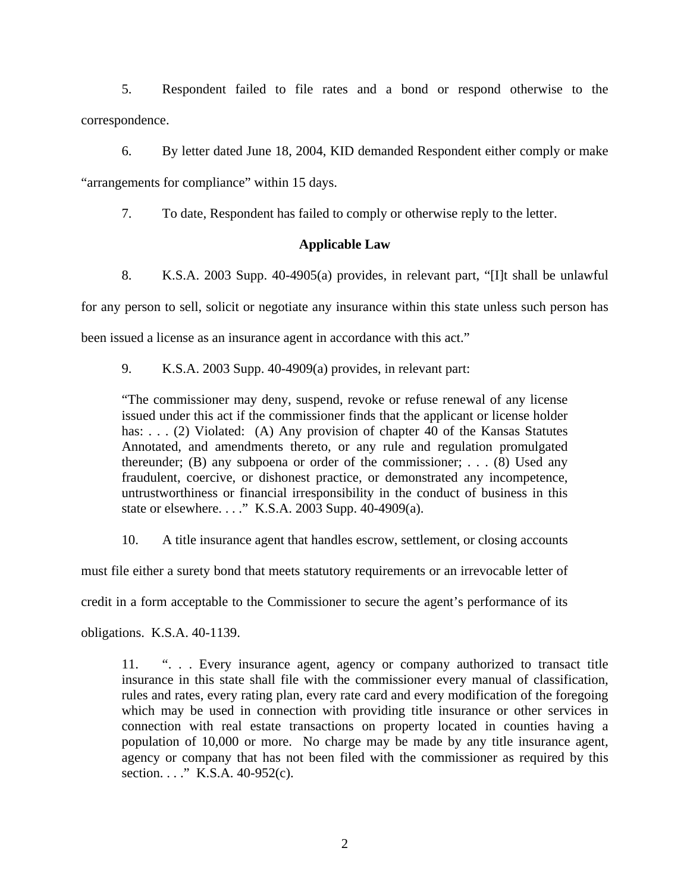5. Respondent failed to file rates and a bond or respond otherwise to the correspondence.

6. By letter dated June 18, 2004, KID demanded Respondent either comply or make "arrangements for compliance" within 15 days.

7. To date, Respondent has failed to comply or otherwise reply to the letter.

**Applicable Law**

8. K.S.A. 2003 Supp. 40-4905(a) provides, in relevant part, "[I]t shall be unlawful for any person to sell, solicit or negotiate any insurance within this state unless such person has been issued a license as an insurance agent in accordance with this act."

9. K.S.A. 2003 Supp. 40-4909(a) provides, in relevant part:

> "The commissioner may deny, suspend, revoke or refuse renewal of any license issued under this act if the commissioner finds that the applicant or license holder has: . . . (2) Violated: (A) Any provision of chapter 40 of the Kansas Statutes Annotated, and amendments thereto, or any rule and regulation promulgated thereunder; (B) any subpoena or order of the commissioner; . . . (8) Used any fraudulent, coercive, or dishonest practice, or demonstrated any incompetence, untrustworthiness or financial irresponsibility in the conduct of business in this state or elsewhere. . . ." K.S.A. 2003 Supp. 40-4909(a).

10. A title insurance agent that handles escrow, settlement, or closing accounts must file either a surety bond that meets statutory requirements or an irrevocable letter of credit in a form acceptable to the Commissioner to secure the agent's performance of its obligations. K.S.A. 40-1139.

> 11. ". . . Every insurance agent, agency or company authorized to transact title insurance in this state shall file with the commissioner every manual of classification, rules and rates, every rating plan, every rate card and every modification of the foregoing which may be used in connection with providing title insurance or other services in connection with real estate transactions on property located in counties having a population of 10,000 or more. No charge may be made by any title insurance agent, agency or company that has not been filed with the commissioner as required by this section. . . ." K.S.A. 40-952(c).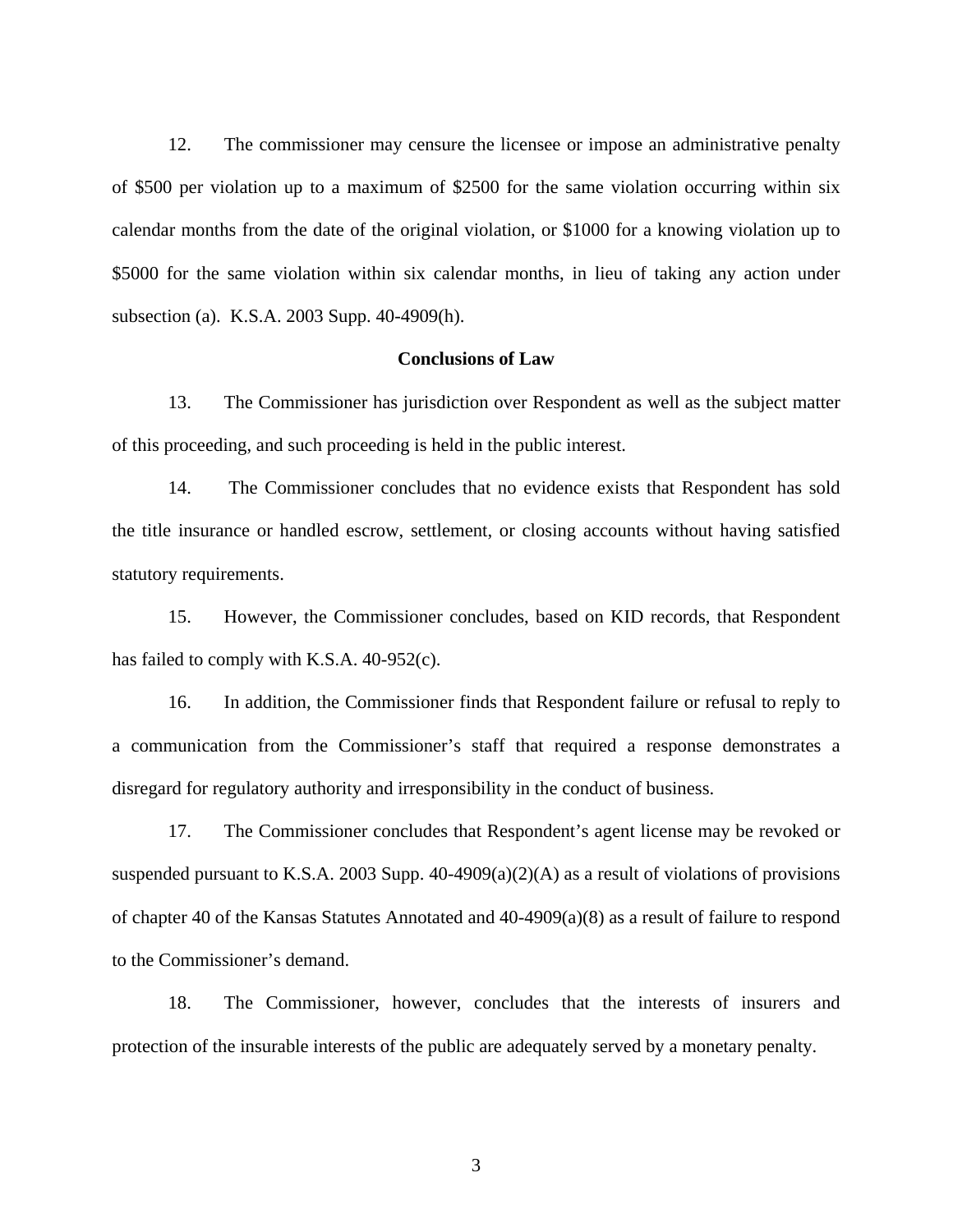12. The commissioner may censure the licensee or impose an administrative penalty of $500 per violation up to a maximum of $2500 for the same violation occurring within six calendar months from the date of the original violation, or $1000 for a knowing violation up to $5000 for the same violation within six calendar months, in lieu of taking any action under subsection (a). K.S.A. 2003 Supp. 40-4909(h).

**Conclusions of Law**

13. The Commissioner has jurisdiction over Respondent as well as the subject matter of this proceeding, and such proceeding is held in the public interest.

14. The Commissioner concludes that no evidence exists that Respondent has sold the title insurance or handled escrow, settlement, or closing accounts without having satisfied statutory requirements.

15. However, the Commissioner concludes, based on KID records, that Respondent has failed to comply with K.S.A. 40-952(c).

16. In addition, the Commissioner finds that Respondent failure or refusal to reply to a communication from the Commissioner's staff that required a response demonstrates a disregard for regulatory authority and irresponsibility in the conduct of business.

17. The Commissioner concludes that Respondent's agent license may be revoked or suspended pursuant to K.S.A. 2003 Supp. 40-4909(a)(2)(A) as a result of violations of provisions of chapter 40 of the Kansas Statutes Annotated and 40-4909(a)(8) as a result of failure to respond to the Commissioner's demand.

18. The Commissioner, however, concludes that the interests of insurers and protection of the insurable interests of the public are adequately served by a monetary penalty.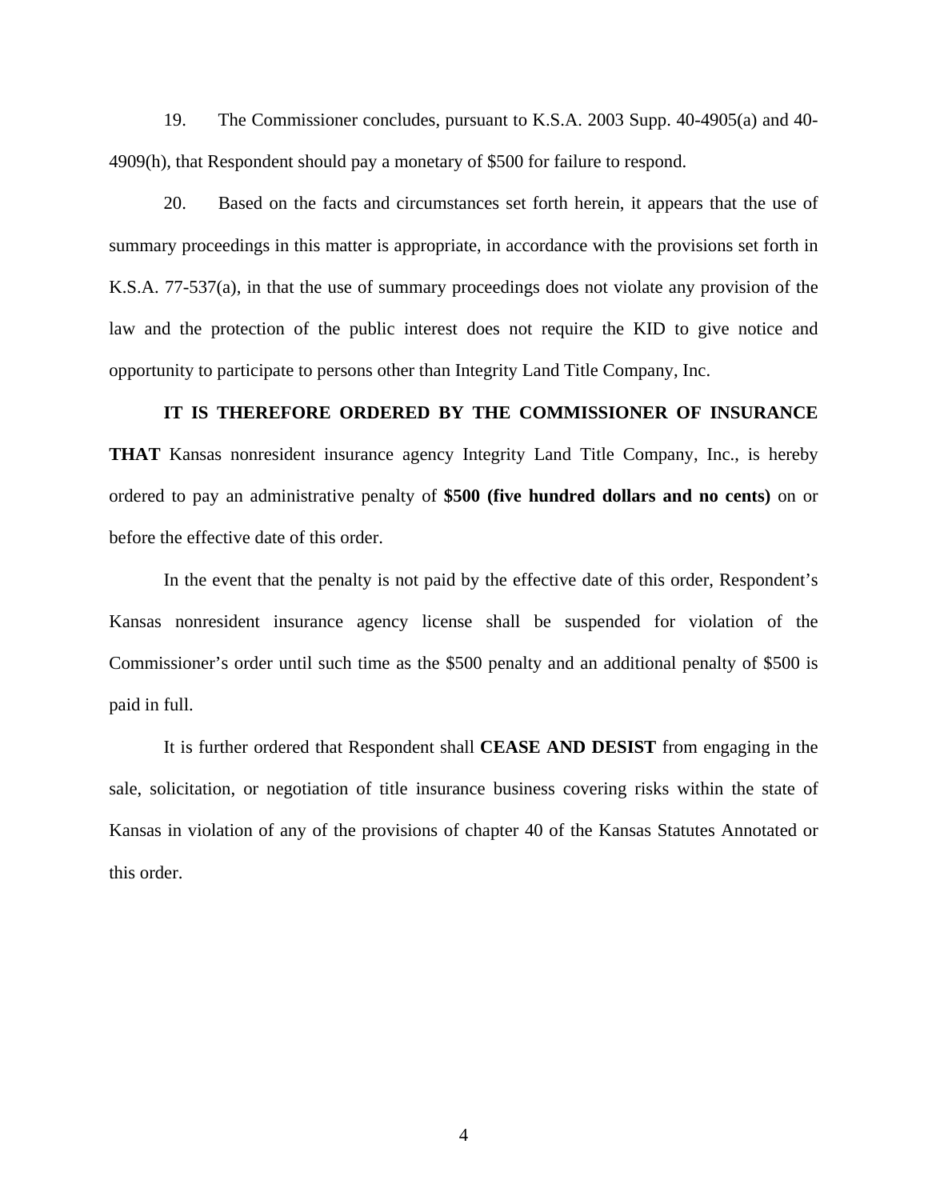19. The Commissioner concludes, pursuant to K.S.A. 2003 Supp. 40-4905(a) and 40-4909(h), that Respondent should pay a monetary of $500 for failure to respond.

20. Based on the facts and circumstances set forth herein, it appears that the use of summary proceedings in this matter is appropriate, in accordance with the provisions set forth in K.S.A. 77-537(a), in that the use of summary proceedings does not violate any provision of the law and the protection of the public interest does not require the KID to give notice and opportunity to participate to persons other than Integrity Land Title Company, Inc.

**IT IS THEREFORE ORDERED BY THE COMMISSIONER OF INSURANCE THAT** Kansas nonresident insurance agency Integrity Land Title Company, Inc., is hereby ordered to pay an administrative penalty of **$500 (five hundred dollars and no cents)** on or before the effective date of this order.

In the event that the penalty is not paid by the effective date of this order, Respondent's Kansas nonresident insurance agency license shall be suspended for violation of the Commissioner's order until such time as the $500 penalty and an additional penalty of $500 is paid in full.

It is further ordered that Respondent shall **CEASE AND DESIST** from engaging in the sale, solicitation, or negotiation of title insurance business covering risks within the state of Kansas in violation of any of the provisions of chapter 40 of the Kansas Statutes Annotated or this order.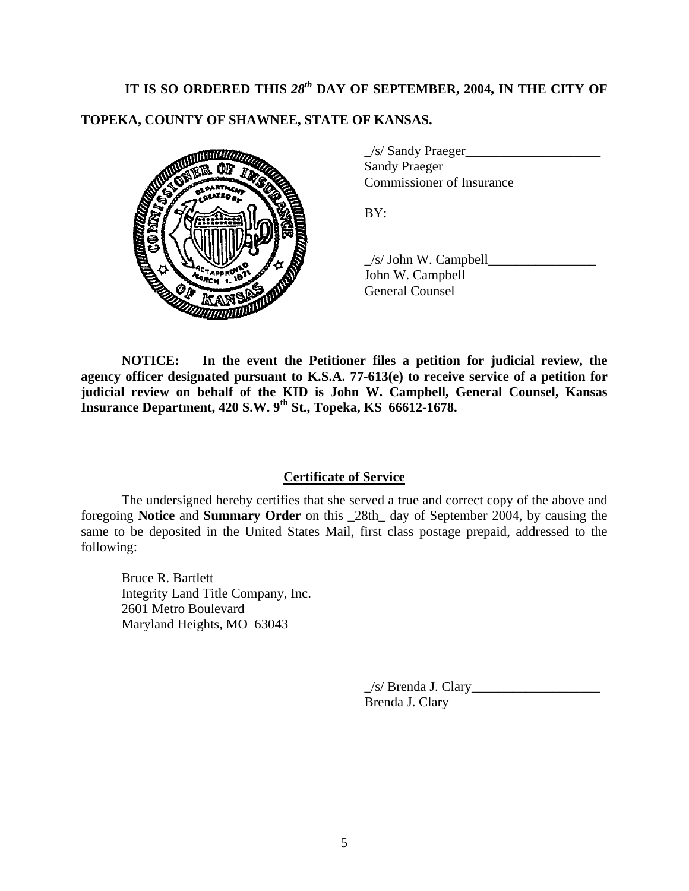**IT IS SO ORDERED THIS *28th* DAY OF SEPTEMBER, 2004, IN THE CITY OF TOPEKA, COUNTY OF SHAWNEE, STATE OF KANSAS.**

_/s/ Sandy Praeger____________________
Sandy Praeger
Commissioner of Insurance

BY:

_/s/ John W. Campbell________________
John W. Campbell
General Counsel

**NOTICE: In the event the Petitioner files a petition for judicial review, the agency officer designated pursuant to K.S.A. 77-613(e) to receive service of a petition for judicial review on behalf of the KID is John W. Campbell, General Counsel, Kansas Insurance Department, 420 S.W. 9th St., Topeka, KS 66612-1678.**

## Certificate of Service

The undersigned hereby certifies that she served a true and correct copy of the above and foregoing **Notice** and **Summary Order** on this _28th_ day of September 2004, by causing the same to be deposited in the United States Mail, first class postage prepaid, addressed to the following:

Bruce R. Bartlett
Integrity Land Title Company, Inc.
2601 Metro Boulevard
Maryland Heights, MO 63043

_/s/ Brenda J. Clary___________________
Brenda J. Clary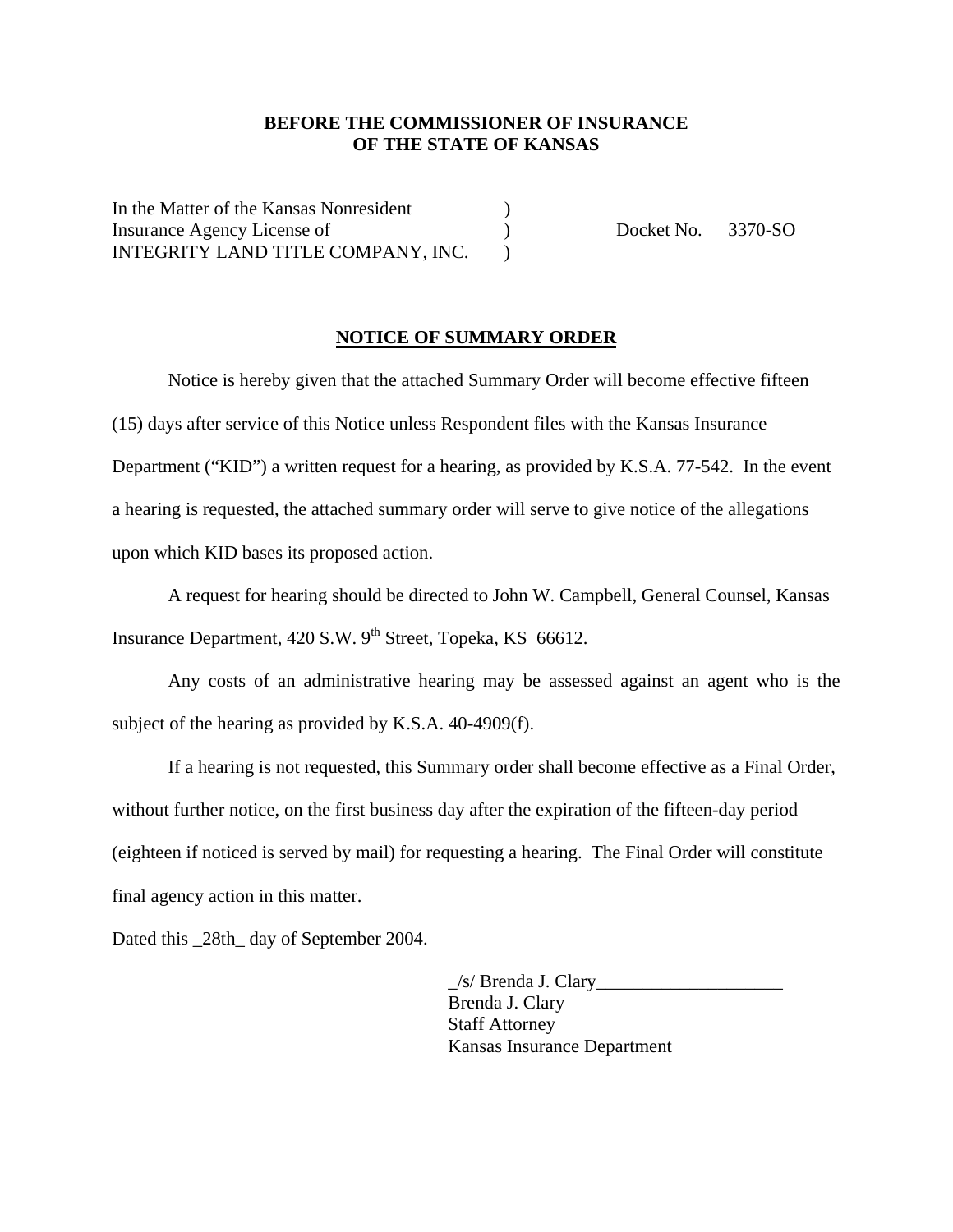**BEFORE THE COMMISSIONER OF INSURANCE
OF THE STATE OF KANSAS**

In the Matter of the Kansas Nonresident )
Insurance Agency License of ) Docket No. 3370-SO
INTEGRITY LAND TITLE COMPANY, INC. )

**NOTICE OF SUMMARY ORDER**

Notice is hereby given that the attached Summary Order will become effective fifteen (15) days after service of this Notice unless Respondent files with the Kansas Insurance Department ("KID") a written request for a hearing, as provided by K.S.A. 77-542. In the event a hearing is requested, the attached summary order will serve to give notice of the allegations upon which KID bases its proposed action.

A request for hearing should be directed to John W. Campbell, General Counsel, Kansas Insurance Department, 420 S.W. 9th Street, Topeka, KS 66612.

Any costs of an administrative hearing may be assessed against an agent who is the subject of the hearing as provided by K.S.A. 40-4909(f).

If a hearing is not requested, this Summary order shall become effective as a Final Order, without further notice, on the first business day after the expiration of the fifteen-day period (eighteen if noticed is served by mail) for requesting a hearing. The Final Order will constitute final agency action in this matter.

Dated this _28th_ day of September 2004.

_/s/ Brenda J. Clary____________________
Brenda J. Clary
Staff Attorney
Kansas Insurance Department